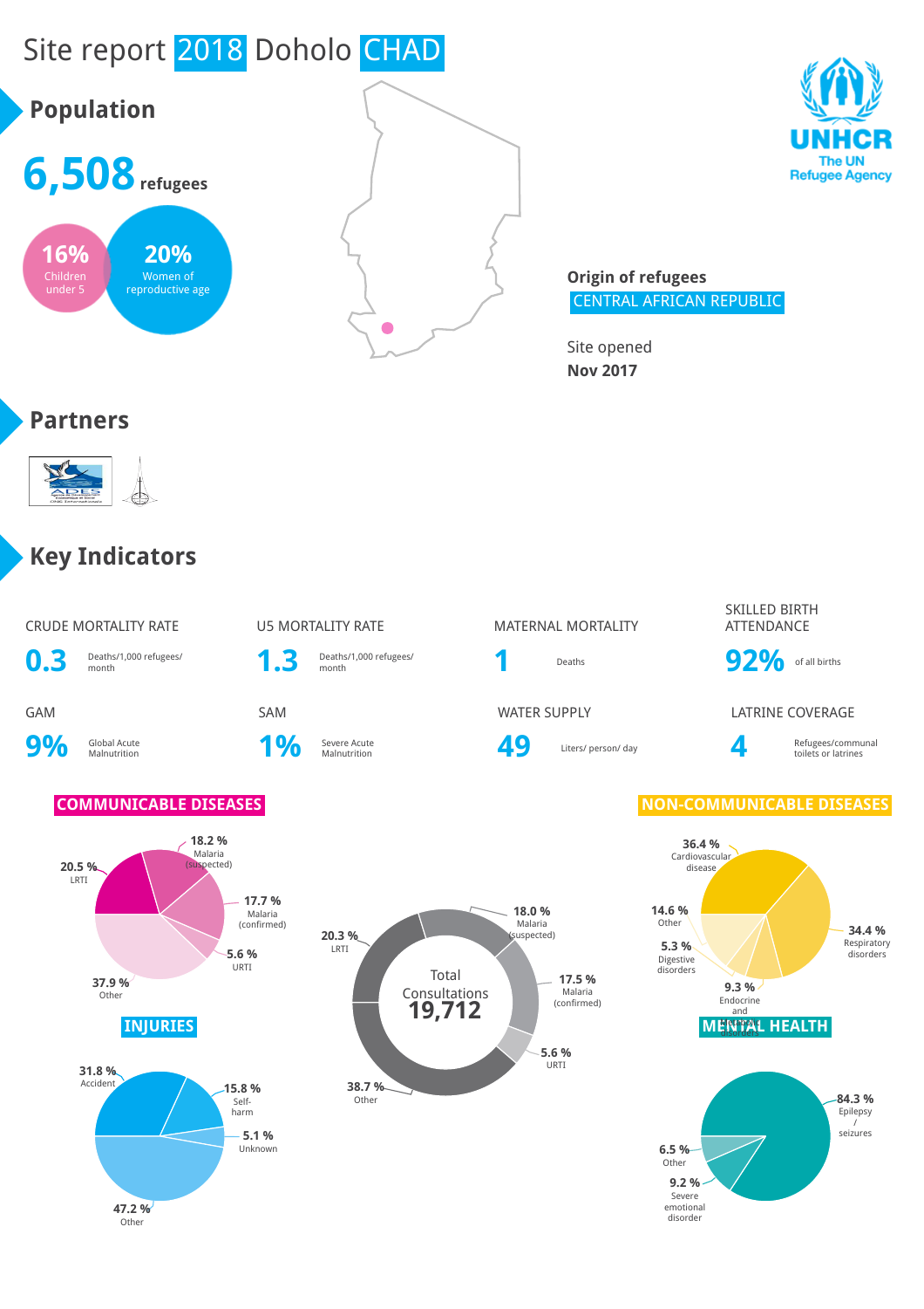# Site report 2018 Doholo CHAD

## Population

**6,508** refugees

- **16%** Children under 5
- **20%** Women of reproductive age

**Origin of refugees**
CENTRAL AFRICAN REPUBLIC

Site opened
**Nov 2017**

## Partners

## Key Indicators

| Indicator | Value | Unit |
|---|---|---|
| CRUDE MORTALITY RATE | 0.3 | Deaths/1,000 refugees/ month |
| U5 MORTALITY RATE | 1.3 | Deaths/1,000 refugees/ month |
| MATERNAL MORTALITY | 1 | Deaths |
| SKILLED BIRTH ATTENDANCE | 92% | of all births |
| GAM | 9% | Global Acute Malnutrition |
| SAM | 1% | Severe Acute Malnutrition |
| WATER SUPPLY | 49 | Liters/ person/ day |
| LATRINE COVERAGE | 4 | Refugees/communal toilets or latrines |

### COMMUNICABLE DISEASES

- 20.5 % LRTI
- 18.2 % Malaria (suspected)
- 17.7 % Malaria (confirmed)
- 5.6 % URTI
- 37.9 % Other

### Total Consultations 19,712

- 18.0 % Malaria (suspected)
- 17.5 % Malaria (confirmed)
- 5.6 % URTI
- 38.7 % Other
- 20.3 % LRTI

### NON-COMMUNICABLE DISEASES

- 36.4 % Cardiovascular disease
- 34.4 % Respiratory disorders
- 9.3 % Endocrine and metabolic disorders
- 5.3 % Digestive disorders
- 14.6 % Other

### INJURIES

- 31.8 % Accident
- 15.8 % Self-harm
- 5.1 % Unknown
- 47.2 % Other

### MENTAL HEALTH

- 84.3 % Epilepsy / seizures
- 9.2 % Severe emotional disorder
- 6.5 % Other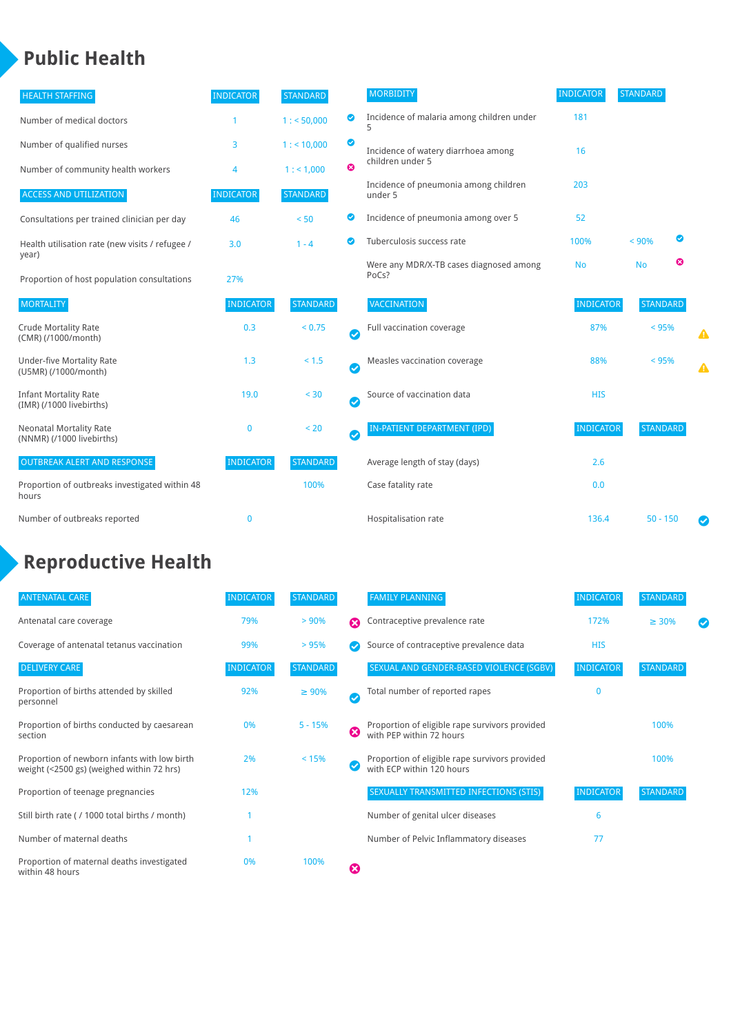# Public Health

| HEALTH STAFFING | INDICATOR | STANDARD | |
|---|---|---|---|
| Number of medical doctors | 1 | 1 : < 50,000 | ✔ |
| Number of qualified nurses | 3 | 1 : < 10,000 | ✔ |
| Number of community health workers | 4 | 1 : < 1,000 | ✖ |

| ACCESS AND UTILIZATION | INDICATOR | STANDARD | |
|---|---|---|---|
| Consultations per trained clinician per day | 46 | < 50 | ✔ |
| Health utilisation rate (new visits / refugee / year) | 3.0 | 1 - 4 | ✔ |
| Proportion of host population consultations | 27% | | |

| MORTALITY | INDICATOR | STANDARD | |
|---|---|---|---|
| Crude Mortality Rate (CMR) (/1000/month) | 0.3 | < 0.75 | ✔ |
| Under-five Mortality Rate (U5MR) (/1000/month) | 1.3 | < 1.5 | ✔ |
| Infant Mortality Rate (IMR) (/1000 livebirths) | 19.0 | < 30 | ✔ |
| Neonatal Mortality Rate (NNMR) (/1000 livebirths) | 0 | < 20 | ✔ |

| OUTBREAK ALERT AND RESPONSE | INDICATOR | STANDARD |
|---|---|---|
| Proportion of outbreaks investigated within 48 hours | | 100% |
| Number of outbreaks reported | 0 | |

| MORBIDITY | INDICATOR | STANDARD | |
|---|---|---|---|
| Incidence of malaria among children under 5 | 181 | | |
| Incidence of watery diarrhoea among children under 5 | 16 | | |
| Incidence of pneumonia among children under 5 | 203 | | |
| Incidence of pneumonia among over 5 | 52 | | |
| Tuberculosis success rate | 100% | < 90% | ✔ |
| Were any MDR/X-TB cases diagnosed among PoCs? | No | No | ✖ |

| VACCINATION | INDICATOR | STANDARD | |
|---|---|---|---|
| Full vaccination coverage | 87% | < 95% | ⚠ |
| Measles vaccination coverage | 88% | < 95% | ⚠ |
| Source of vaccination data | HIS | | |

| IN-PATIENT DEPARTMENT (IPD) | INDICATOR | STANDARD | |
|---|---|---|---|
| Average length of stay (days) | 2.6 | | |
| Case fatality rate | 0.0 | | |
| Hospitalisation rate | 136.4 | 50 - 150 | ✔ |

# Reproductive Health

| ANTENATAL CARE | INDICATOR | STANDARD | |
|---|---|---|---|
| Antenatal care coverage | 79% | > 90% | ✖ |
| Coverage of antenatal tetanus vaccination | 99% | > 95% | ✔ |

| DELIVERY CARE | INDICATOR | STANDARD | |
|---|---|---|---|
| Proportion of births attended by skilled personnel | 92% | ≥ 90% | ✔ |
| Proportion of births conducted by caesarean section | 0% | 5 - 15% | ✖ |
| Proportion of newborn infants with low birth weight (<2500 gs) (weighed within 72 hrs) | 2% | < 15% | ✔ |
| Proportion of teenage pregnancies | 12% | | |
| Still birth rate ( / 1000 total births / month) | 1 | | |
| Number of maternal deaths | 1 | | |
| Proportion of maternal deaths investigated within 48 hours | 0% | 100% | ✖ |

| FAMILY PLANNING | INDICATOR | STANDARD | |
|---|---|---|---|
| Contraceptive prevalence rate | 172% | ≥ 30% | ✔ |
| Source of contraceptive prevalence data | HIS | | |

| SEXUAL AND GENDER-BASED VIOLENCE (SGBV) | INDICATOR | STANDARD |
|---|---|---|
| Total number of reported rapes | 0 | |
| Proportion of eligible rape survivors provided with PEP within 72 hours | | 100% |
| Proportion of eligible rape survivors provided with ECP within 120 hours | | 100% |

| SEXUALLY TRANSMITTED INFECTIONS (STIS) | INDICATOR | STANDARD |
|---|---|---|
| Number of genital ulcer diseases | 6 | |
| Number of Pelvic Inflammatory diseases | 77 | |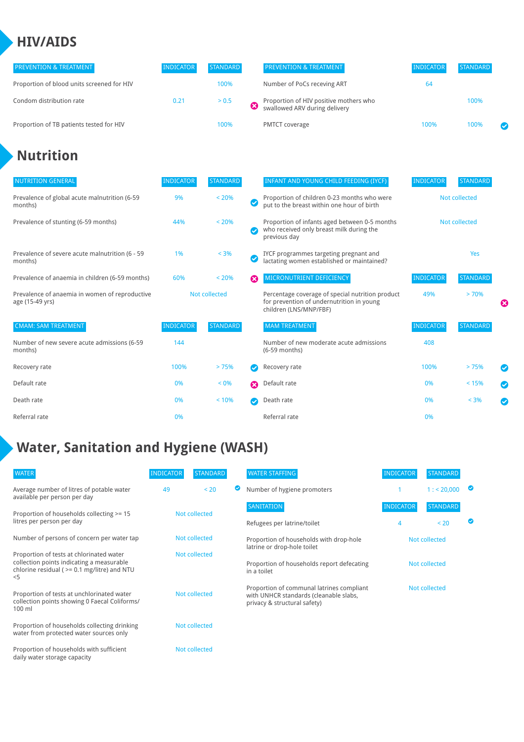# HIV/AIDS

| PREVENTION & TREATMENT | INDICATOR | STANDARD | |
|---|---|---|---|
| Proportion of blood units screened for HIV | | 100% | |
| Condom distribution rate | 0.21 | > 0.5 | ✗ |
| Proportion of TB patients tested for HIV | | 100% | |

| PREVENTION & TREATMENT | INDICATOR | STANDARD | |
|---|---|---|---|
| Number of PoCs receving ART | 64 | | |
| Proportion of HIV positive mothers who swallowed ARV during delivery | | 100% | |
| PMTCT coverage | 100% | 100% | ✓ |

# Nutrition

| NUTRITION GENERAL | INDICATOR | STANDARD | |
|---|---|---|---|
| Prevalence of global acute malnutrition (6-59 months) | 9% | < 20% | ✓ |
| Prevalence of stunting (6-59 months) | 44% | < 20% | ✓ |
| Prevalence of severe acute malnutrition (6 - 59 months) | 1% | < 3% | ✓ |
| Prevalence of anaemia in children (6-59 months) | 60% | < 20% | ✗ |
| Prevalence of anaemia in women of reproductive age (15-49 yrs) | Not collected | | |

| INFANT AND YOUNG CHILD FEEDING (IYCF) | INDICATOR | STANDARD | |
|---|---|---|---|
| Proportion of children 0-23 months who were put to the breast within one hour of birth | Not collected | | |
| Proportion of infants aged between 0-5 months who received only breast milk during the previous day | Not collected | | |
| IYCF programmes targeting pregnant and lactating women established or maintained? | | Yes | |

| MICRONUTRIENT DEFICIENCY | INDICATOR | STANDARD | |
|---|---|---|---|
| Percentage coverage of special nutrition product for prevention of undernutrition in young children (LNS/MNP/FBF) | 49% | > 70% | ✗ |

| CMAM: SAM TREATMENT | INDICATOR | STANDARD | |
|---|---|---|---|
| Number of new severe acute admissions (6-59 months) | 144 | | |
| Recovery rate | 100% | > 75% | ✓ |
| Default rate | 0% | < 0% | ✗ |
| Death rate | 0% | < 10% | ✓ |
| Referral rate | 0% | | |

| MAM TREATMENT | INDICATOR | STANDARD | |
|---|---|---|---|
| Number of new moderate acute admissions (6-59 months) | 408 | | |
| Recovery rate | 100% | > 75% | ✓ |
| Default rate | 0% | < 15% | ✓ |
| Death rate | 0% | < 3% | ✓ |
| Referral rate | 0% | | |

# Water, Sanitation and Hygiene (WASH)

| WATER | INDICATOR | STANDARD | |
|---|---|---|---|
| Average number of litres of potable water available per person per day | 49 | < 20 | ✓ |
| Proportion of households collecting >= 15 litres per person per day | Not collected | | |
| Number of persons of concern per water tap | Not collected | | |
| Proportion of tests at chlorinated water collection points indicating a measurable chlorine residual ( >= 0.1 mg/litre) and NTU <5 | Not collected | | |
| Proportion of tests at unchlorinated water collection points showing 0 Faecal Coliforms/ 100 ml | Not collected | | |
| Proportion of households collecting drinking water from protected water sources only | Not collected | | |
| Proportion of households with sufficient daily water storage capacity | Not collected | | |

| WATER STAFFING | INDICATOR | STANDARD | |
|---|---|---|---|
| Number of hygiene promoters | 1 | 1 : < 20,000 | ✓ |

| SANITATION | INDICATOR | STANDARD | |
|---|---|---|---|
| Refugees per latrine/toilet | 4 | < 20 | ✓ |
| Proportion of households with drop-hole latrine or drop-hole toilet | Not collected | | |
| Proportion of households report defecating in a toilet | Not collected | | |
| Proportion of communal latrines compliant with UNHCR standards (cleanable slabs, privacy & structural safety) | Not collected | | |